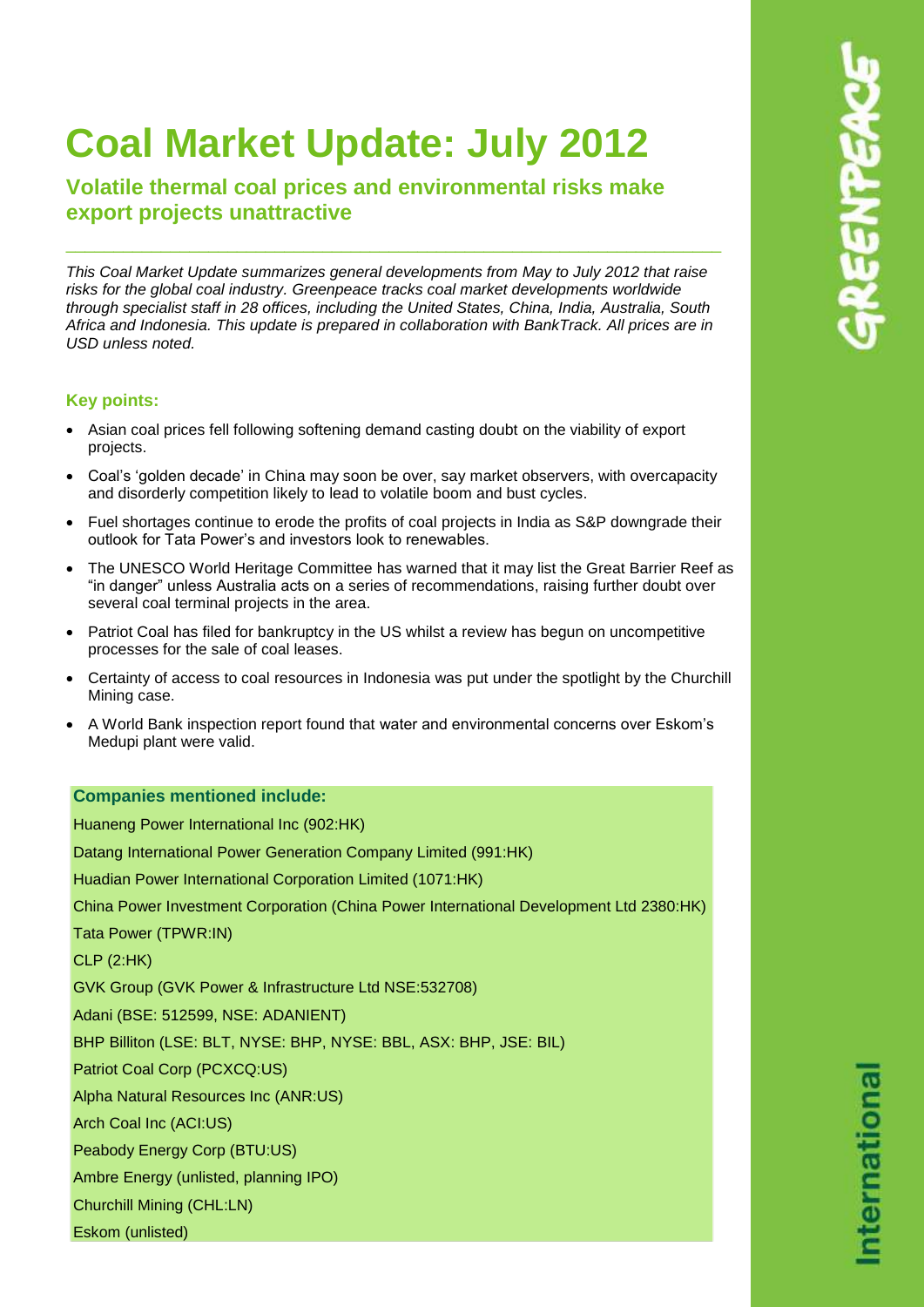# Coal Market Update: July 2012

## Volatile thermal coal prices and environmental risks make export projects unattractive

---

*This Coal Market Update summarizes general developments from May to July 2012 that raise risks for the global coal industry. Greenpeace tracks coal market developments worldwide through specialist staff in 28 offices, including the United States, China, India, Australia, South Africa and Indonesia. This update is prepared in collaboration with BankTrack. All prices are in USD unless noted.*

### Key points:

- Asian coal prices fell following softening demand casting doubt on the viability of export projects.
- Coal's 'golden decade' in China may soon be over, say market observers, with overcapacity and disorderly competition likely to lead to volatile boom and bust cycles.
- Fuel shortages continue to erode the profits of coal projects in India as S&P downgrade their outlook for Tata Power's and investors look to renewables.
- The UNESCO World Heritage Committee has warned that it may list the Great Barrier Reef as "in danger" unless Australia acts on a series of recommendations, raising further doubt over several coal terminal projects in the area.
- Patriot Coal has filed for bankruptcy in the US whilst a review has begun on uncompetitive processes for the sale of coal leases.
- Certainty of access to coal resources in Indonesia was put under the spotlight by the Churchill Mining case.
- A World Bank inspection report found that water and environmental concerns over Eskom's Medupi plant were valid.

**Companies mentioned include:**

Huaneng Power International Inc (902:HK)

Datang International Power Generation Company Limited (991:HK)

Huadian Power International Corporation Limited (1071:HK)

China Power Investment Corporation (China Power International Development Ltd 2380:HK)

Tata Power (TPWR:IN)

CLP (2:HK)

GVK Group (GVK Power & Infrastructure Ltd NSE:532708)

Adani (BSE: 512599, NSE: ADANIENT)

BHP Billiton (LSE: BLT, NYSE: BHP, NYSE: BBL, ASX: BHP, JSE: BIL)

Patriot Coal Corp (PCXCQ:US)

Alpha Natural Resources Inc (ANR:US)

Arch Coal Inc (ACI:US)

Peabody Energy Corp (BTU:US)

Ambre Energy (unlisted, planning IPO)

Churchill Mining (CHL:LN)

Eskom (unlisted)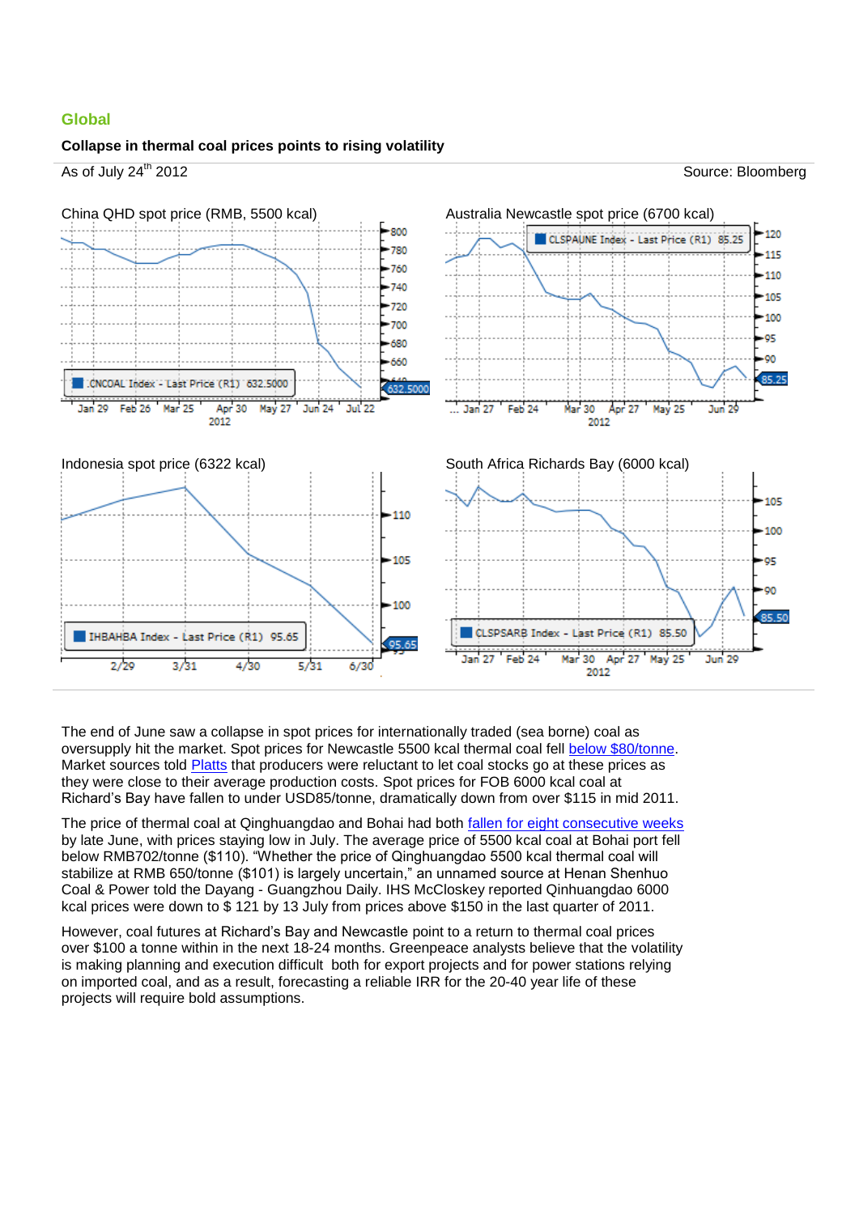## Global

**Collapse in thermal coal prices points to rising volatility**

As of July 24th 2012 Source: Bloomberg

China QHD spot price (RMB, 5500 kcal)

Australia Newcastle spot price (6700 kcal)

Indonesia spot price (6322 kcal)

South Africa Richards Bay (6000 kcal)

The end of June saw a collapse in spot prices for internationally traded (sea borne) coal as oversupply hit the market. Spot prices for Newcastle 5500 kcal thermal coal fell below $80/tonne. Market sources told Platts that producers were reluctant to let coal stocks go at these prices as they were close to their average production costs. Spot prices for FOB 6000 kcal coal at Richard's Bay have fallen to under USD85/tonne, dramatically down from over $115 in mid 2011.

The price of thermal coal at Qinghuangdao and Bohai had both fallen for eight consecutive weeks by late June, with prices staying low in July. The average price of 5500 kcal coal at Bohai port fell below RMB702/tonne ($110). "Whether the price of Qinghuangdao 5500 kcal thermal coal will stabilize at RMB 650/tonne ($101) is largely uncertain," an unnamed source at Henan Shenhuo Coal & Power told the Dayang - Guangzhou Daily. IHS McCloskey reported Qinhuangdao 6000 kcal prices were down to $ 121 by 13 July from prices above $150 in the last quarter of 2011.

However, coal futures at Richard's Bay and Newcastle point to a return to thermal coal prices over $100 a tonne within in the next 18-24 months. Greenpeace analysts believe that the volatility is making planning and execution difficult both for export projects and for power stations relying on imported coal, and as a result, forecasting a reliable IRR for the 20-40 year life of these projects will require bold assumptions.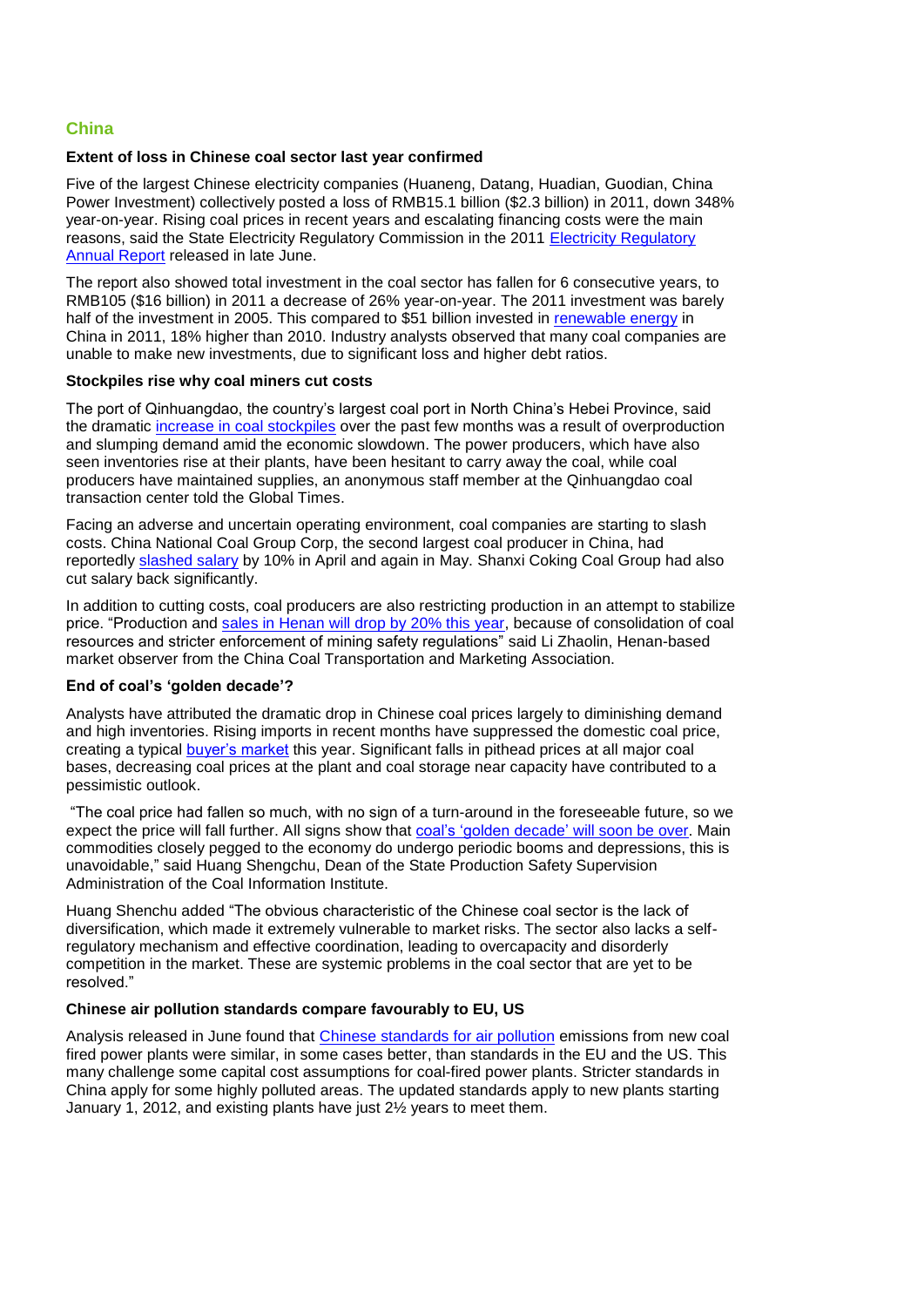## China

### Extent of loss in Chinese coal sector last year confirmed

Five of the largest Chinese electricity companies (Huaneng, Datang, Huadian, Guodian, China Power Investment) collectively posted a loss of RMB15.1 billion ($2.3 billion) in 2011, down 348% year-on-year. Rising coal prices in recent years and escalating financing costs were the main reasons, said the State Electricity Regulatory Commission in the 2011 Electricity Regulatory Annual Report released in late June.

The report also showed total investment in the coal sector has fallen for 6 consecutive years, to RMB105 ($16 billion) in 2011 a decrease of 26% year-on-year. The 2011 investment was barely half of the investment in 2005. This compared to $51 billion invested in renewable energy in China in 2011, 18% higher than 2010. Industry analysts observed that many coal companies are unable to make new investments, due to significant loss and higher debt ratios.

### Stockpiles rise why coal miners cut costs

The port of Qinhuangdao, the country's largest coal port in North China's Hebei Province, said the dramatic increase in coal stockpiles over the past few months was a result of overproduction and slumping demand amid the economic slowdown. The power producers, which have also seen inventories rise at their plants, have been hesitant to carry away the coal, while coal producers have maintained supplies, an anonymous staff member at the Qinhuangdao coal transaction center told the Global Times.

Facing an adverse and uncertain operating environment, coal companies are starting to slash costs. China National Coal Group Corp, the second largest coal producer in China, had reportedly slashed salary by 10% in April and again in May. Shanxi Coking Coal Group had also cut salary back significantly.

In addition to cutting costs, coal producers are also restricting production in an attempt to stabilize price. "Production and sales in Henan will drop by 20% this year, because of consolidation of coal resources and stricter enforcement of mining safety regulations" said Li Zhaolin, Henan-based market observer from the China Coal Transportation and Marketing Association.

### End of coal's 'golden decade'?

Analysts have attributed the dramatic drop in Chinese coal prices largely to diminishing demand and high inventories. Rising imports in recent months have suppressed the domestic coal price, creating a typical buyer's market this year. Significant falls in pithead prices at all major coal bases, decreasing coal prices at the plant and coal storage near capacity have contributed to a pessimistic outlook.

"The coal price had fallen so much, with no sign of a turn-around in the foreseeable future, so we expect the price will fall further. All signs show that coal's 'golden decade' will soon be over. Main commodities closely pegged to the economy do undergo periodic booms and depressions, this is unavoidable," said Huang Shengchu, Dean of the State Production Safety Supervision Administration of the Coal Information Institute.

Huang Shenchu added "The obvious characteristic of the Chinese coal sector is the lack of diversification, which made it extremely vulnerable to market risks. The sector also lacks a self-regulatory mechanism and effective coordination, leading to overcapacity and disorderly competition in the market. These are systemic problems in the coal sector that are yet to be resolved."

### Chinese air pollution standards compare favourably to EU, US

Analysis released in June found that Chinese standards for air pollution emissions from new coal fired power plants were similar, in some cases better, than standards in the EU and the US. This many challenge some capital cost assumptions for coal-fired power plants. Stricter standards in China apply for some highly polluted areas. The updated standards apply to new plants starting January 1, 2012, and existing plants have just 2½ years to meet them.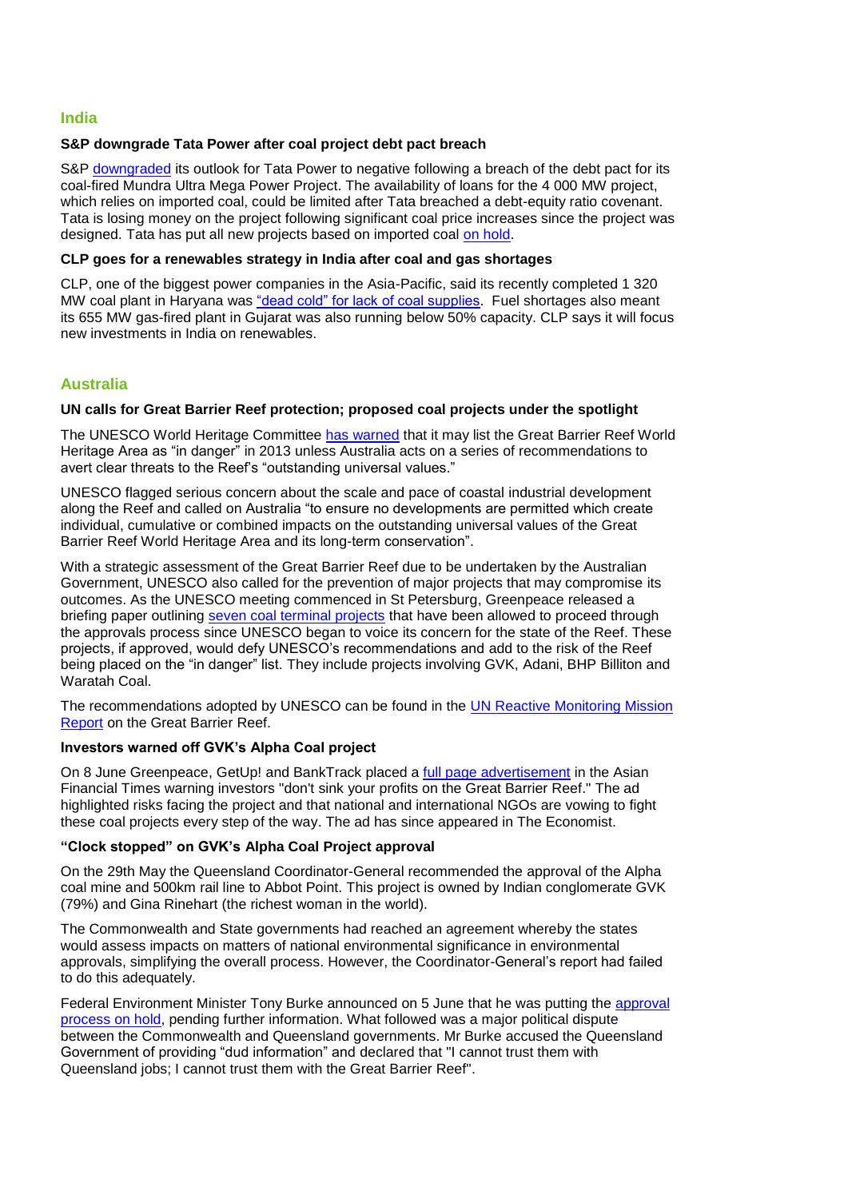## India

### S&P downgrade Tata Power after coal project debt pact breach

S&P downgraded its outlook for Tata Power to negative following a breach of the debt pact for its coal-fired Mundra Ultra Mega Power Project. The availability of loans for the 4 000 MW project, which relies on imported coal, could be limited after Tata breached a debt-equity ratio covenant. Tata is losing money on the project following significant coal price increases since the project was designed. Tata has put all new projects based on imported coal on hold.

### CLP goes for a renewables strategy in India after coal and gas shortages

CLP, one of the biggest power companies in the Asia-Pacific, said its recently completed 1 320 MW coal plant in Haryana was "dead cold" for lack of coal supplies. Fuel shortages also meant its 655 MW gas-fired plant in Gujarat was also running below 50% capacity. CLP says it will focus new investments in India on renewables.

## Australia

### UN calls for Great Barrier Reef protection; proposed coal projects under the spotlight

The UNESCO World Heritage Committee has warned that it may list the Great Barrier Reef World Heritage Area as "in danger" in 2013 unless Australia acts on a series of recommendations to avert clear threats to the Reef's "outstanding universal values."

UNESCO flagged serious concern about the scale and pace of coastal industrial development along the Reef and called on Australia "to ensure no developments are permitted which create individual, cumulative or combined impacts on the outstanding universal values of the Great Barrier Reef World Heritage Area and its long-term conservation".

With a strategic assessment of the Great Barrier Reef due to be undertaken by the Australian Government, UNESCO also called for the prevention of major projects that may compromise its outcomes. As the UNESCO meeting commenced in St Petersburg, Greenpeace released a briefing paper outlining seven coal terminal projects that have been allowed to proceed through the approvals process since UNESCO began to voice its concern for the state of the Reef. These projects, if approved, would defy UNESCO's recommendations and add to the risk of the Reef being placed on the "in danger" list. They include projects involving GVK, Adani, BHP Billiton and Waratah Coal.

The recommendations adopted by UNESCO can be found in the UN Reactive Monitoring Mission Report on the Great Barrier Reef.

### Investors warned off GVK's Alpha Coal project

On 8 June Greenpeace, GetUp! and BankTrack placed a full page advertisement in the Asian Financial Times warning investors "don't sink your profits on the Great Barrier Reef." The ad highlighted risks facing the project and that national and international NGOs are vowing to fight these coal projects every step of the way. The ad has since appeared in The Economist.

### "Clock stopped" on GVK's Alpha Coal Project approval

On the 29th May the Queensland Coordinator-General recommended the approval of the Alpha coal mine and 500km rail line to Abbot Point. This project is owned by Indian conglomerate GVK (79%) and Gina Rinehart (the richest woman in the world).

The Commonwealth and State governments had reached an agreement whereby the states would assess impacts on matters of national environmental significance in environmental approvals, simplifying the overall process. However, the Coordinator-General's report had failed to do this adequately.

Federal Environment Minister Tony Burke announced on 5 June that he was putting the approval process on hold, pending further information. What followed was a major political dispute between the Commonwealth and Queensland governments. Mr Burke accused the Queensland Government of providing "dud information" and declared that "I cannot trust them with Queensland jobs; I cannot trust them with the Great Barrier Reef".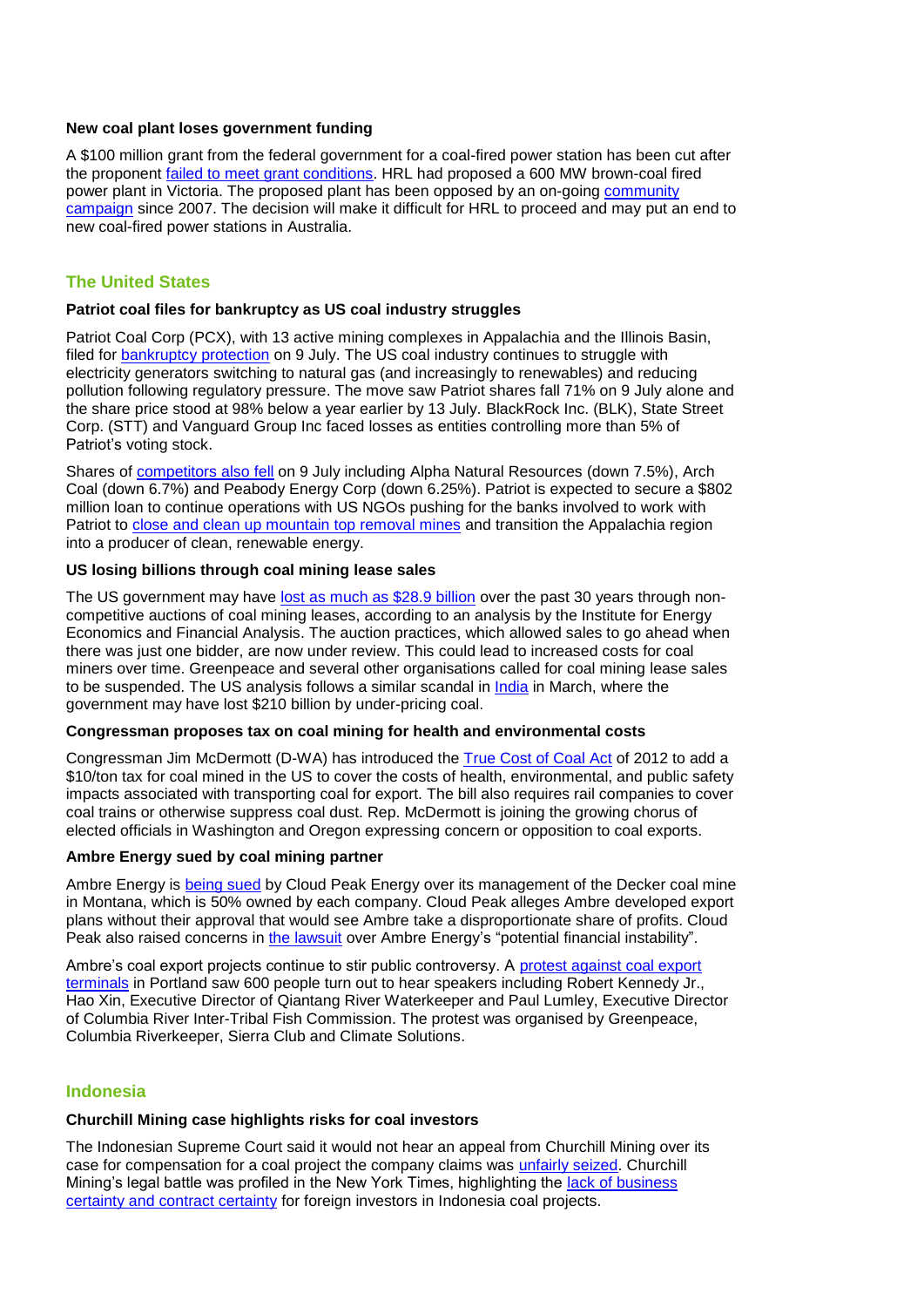**New coal plant loses government funding**

A $100 million grant from the federal government for a coal-fired power station has been cut after the proponent failed to meet grant conditions. HRL had proposed a 600 MW brown-coal fired power plant in Victoria. The proposed plant has been opposed by an on-going community campaign since 2007. The decision will make it difficult for HRL to proceed and may put an end to new coal-fired power stations in Australia.

## The United States

**Patriot coal files for bankruptcy as US coal industry struggles**

Patriot Coal Corp (PCX), with 13 active mining complexes in Appalachia and the Illinois Basin, filed for bankruptcy protection on 9 July. The US coal industry continues to struggle with electricity generators switching to natural gas (and increasingly to renewables) and reducing pollution following regulatory pressure. The move saw Patriot shares fall 71% on 9 July alone and the share price stood at 98% below a year earlier by 13 July. BlackRock Inc. (BLK), State Street Corp. (STT) and Vanguard Group Inc faced losses as entities controlling more than 5% of Patriot's voting stock.

Shares of competitors also fell on 9 July including Alpha Natural Resources (down 7.5%), Arch Coal (down 6.7%) and Peabody Energy Corp (down 6.25%). Patriot is expected to secure a $802 million loan to continue operations with US NGOs pushing for the banks involved to work with Patriot to close and clean up mountain top removal mines and transition the Appalachia region into a producer of clean, renewable energy.

**US losing billions through coal mining lease sales**

The US government may have lost as much as $28.9 billion over the past 30 years through non-competitive auctions of coal mining leases, according to an analysis by the Institute for Energy Economics and Financial Analysis. The auction practices, which allowed sales to go ahead when there was just one bidder, are now under review. This could lead to increased costs for coal miners over time. Greenpeace and several other organisations called for coal mining lease sales to be suspended. The US analysis follows a similar scandal in India in March, where the government may have lost $210 billion by under-pricing coal.

**Congressman proposes tax on coal mining for health and environmental costs**

Congressman Jim McDermott (D-WA) has introduced the True Cost of Coal Act of 2012 to add a $10/ton tax for coal mined in the US to cover the costs of health, environmental, and public safety impacts associated with transporting coal for export. The bill also requires rail companies to cover coal trains or otherwise suppress coal dust. Rep. McDermott is joining the growing chorus of elected officials in Washington and Oregon expressing concern or opposition to coal exports.

**Ambre Energy sued by coal mining partner**

Ambre Energy is being sued by Cloud Peak Energy over its management of the Decker coal mine in Montana, which is 50% owned by each company. Cloud Peak alleges Ambre developed export plans without their approval that would see Ambre take a disproportionate share of profits. Cloud Peak also raised concerns in the lawsuit over Ambre Energy's "potential financial instability".

Ambre's coal export projects continue to stir public controversy. A protest against coal export terminals in Portland saw 600 people turn out to hear speakers including Robert Kennedy Jr., Hao Xin, Executive Director of Qiantang River Waterkeeper and Paul Lumley, Executive Director of Columbia River Inter-Tribal Fish Commission. The protest was organised by Greenpeace, Columbia Riverkeeper, Sierra Club and Climate Solutions.

## Indonesia

**Churchill Mining case highlights risks for coal investors**

The Indonesian Supreme Court said it would not hear an appeal from Churchill Mining over its case for compensation for a coal project the company claims was unfairly seized. Churchill Mining's legal battle was profiled in the New York Times, highlighting the lack of business certainty and contract certainty for foreign investors in Indonesia coal projects.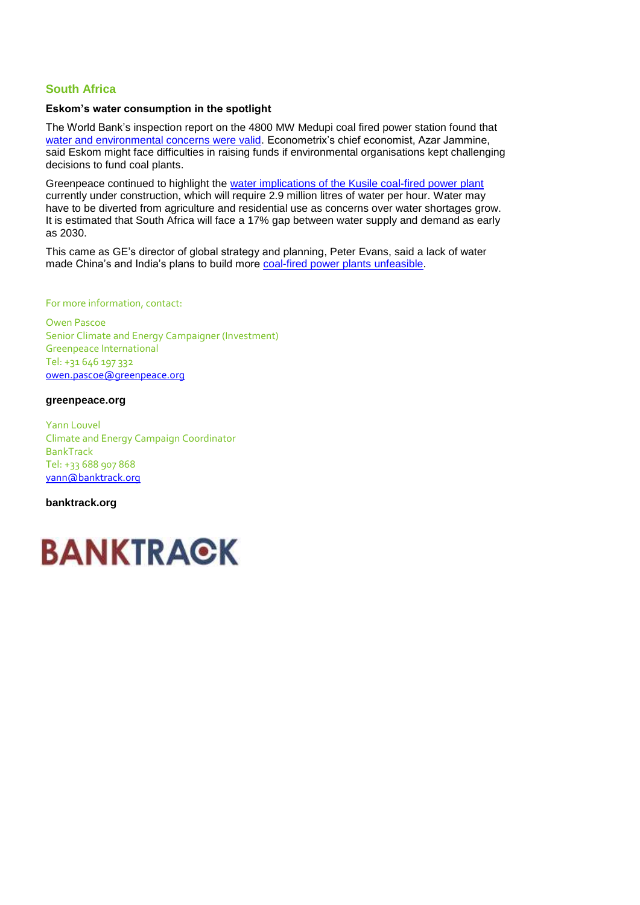## South Africa

### Eskom's water consumption in the spotlight

The World Bank's inspection report on the 4800 MW Medupi coal fired power station found that water and environmental concerns were valid. Econometrix's chief economist, Azar Jammine, said Eskom might face difficulties in raising funds if environmental organisations kept challenging decisions to fund coal plants.

Greenpeace continued to highlight the water implications of the Kusile coal-fired power plant currently under construction, which will require 2.9 million litres of water per hour. Water may have to be diverted from agriculture and residential use as concerns over water shortages grow. It is estimated that South Africa will face a 17% gap between water supply and demand as early as 2030.

This came as GE's director of global strategy and planning, Peter Evans, said a lack of water made China's and India's plans to build more coal-fired power plants unfeasible.

For more information, contact:

Owen Pascoe
Senior Climate and Energy Campaigner (Investment)
Greenpeace International
Tel: +31 646 197 332
owen.pascoe@greenpeace.org

**greenpeace.org**

Yann Louvel
Climate and Energy Campaign Coordinator
BankTrack
Tel: +33 688 907 868
yann@banktrack.org

**banktrack.org**

BANKTRACK